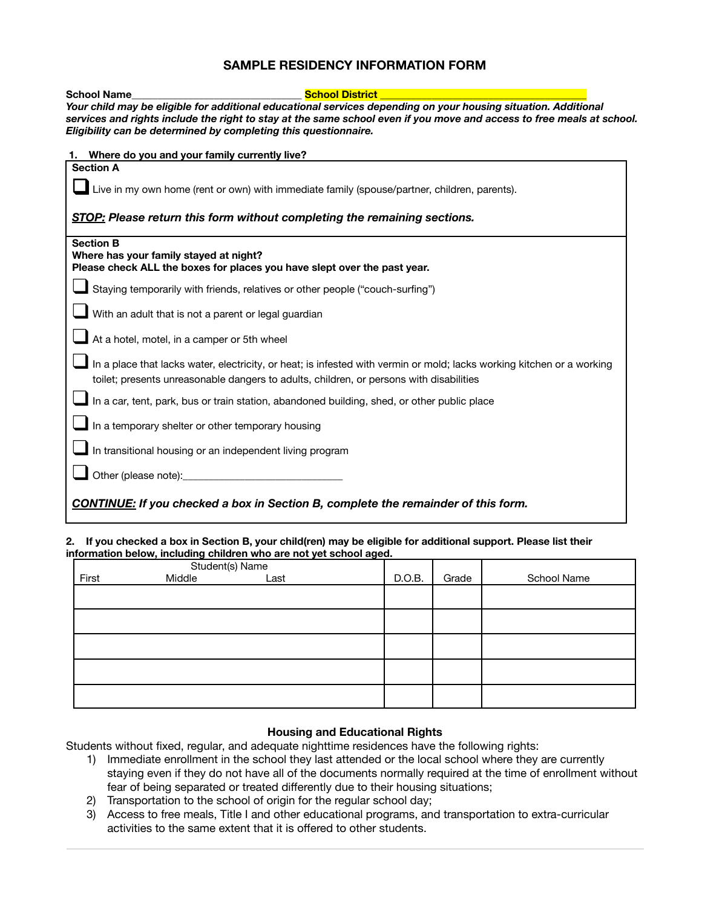# SAMPLE RESIDENCY INFORMATION FORM

**School Name**_______________________________ **School District** ______________________________________

***Your child may be eligible for additional educational services depending on your housing situation. Additional services and rights include the right to stay at the same school even if you move and access to free meals at school. Eligibility can be determined by completing this questionnaire.***

**1. Where do you and your family currently live?**

**Section A**

☐ Live in my own home (rent or own) with immediate family (spouse/partner, children, parents).

***STOP:* *Please return this form without completing the remaining sections.***

**Section B**
**Where has your family stayed at night?**
**Please check ALL the boxes for places you have slept over the past year.**

☐ Staying temporarily with friends, relatives or other people ("couch-surfing")

☐ With an adult that is not a parent or legal guardian

☐ At a hotel, motel, in a camper or 5th wheel

☐ In a place that lacks water, electricity, or heat; is infested with vermin or mold; lacks working kitchen or a working toilet; presents unreasonable dangers to adults, children, or persons with disabilities

☐ In a car, tent, park, bus or train station, abandoned building, shed, or other public place

☐ In a temporary shelter or other temporary housing

☐ In transitional housing or an independent living program

☐ Other (please note):______________________________

***CONTINUE:* *If you checked a box in Section B, complete the remainder of this form.***

**2. If you checked a box in Section B, your child(ren) may be eligible for additional support. Please list their information below, including children who are not yet school aged.**

| Student(s) Name<br>First Middle Last | D.O.B. | Grade | School Name |
|---|---|---|---|
| | | | |
| | | | |
| | | | |
| | | | |
| | | | |

## Housing and Educational Rights

Students without fixed, regular, and adequate nighttime residences have the following rights:

1) Immediate enrollment in the school they last attended or the local school where they are currently staying even if they do not have all of the documents normally required at the time of enrollment without fear of being separated or treated differently due to their housing situations;
2) Transportation to the school of origin for the regular school day;
3) Access to free meals, Title I and other educational programs, and transportation to extra-curricular activities to the same extent that it is offered to other students.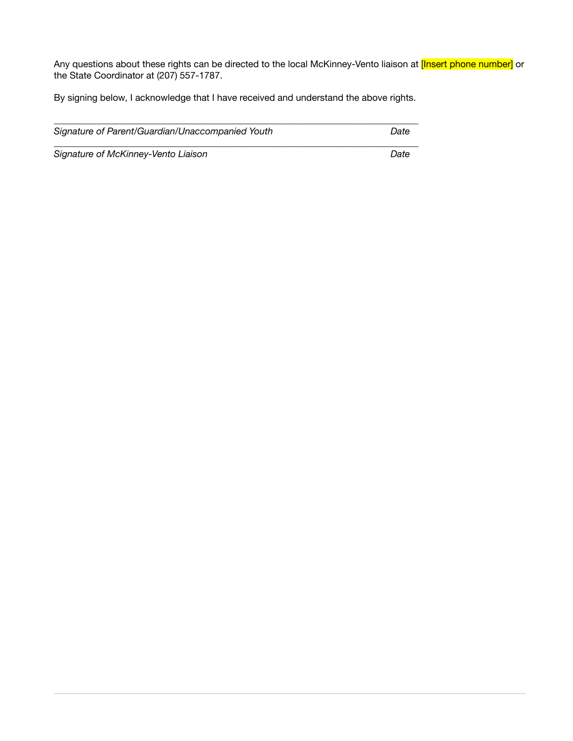Any questions about these rights can be directed to the local McKinney-Vento liaison at [Insert phone number] or the State Coordinator at (207) 557-1787.

By signing below, I acknowledge that I have received and understand the above rights.

\_\_\_\_\_\_\_\_\_\_\_\_\_\_\_\_\_\_\_\_\_\_\_\_\_\_\_\_\_\_\_\_\_\_\_\_\_\_\_\_\_\_\_\_\_\_\_\_\_\_\_\_\_\_\_\_\_\_\_\_\_\_\_\_\_\_\_\_\_\_

*Signature of Parent/Guardian/Unaccompanied Youth* *Date*

\_\_\_\_\_\_\_\_\_\_\_\_\_\_\_\_\_\_\_\_\_\_\_\_\_\_\_\_\_\_\_\_\_\_\_\_\_\_\_\_\_\_\_\_\_\_\_\_\_\_\_\_\_\_\_\_\_\_\_\_\_\_\_\_\_\_\_\_\_\_

*Signature of McKinney-Vento Liaison* *Date*